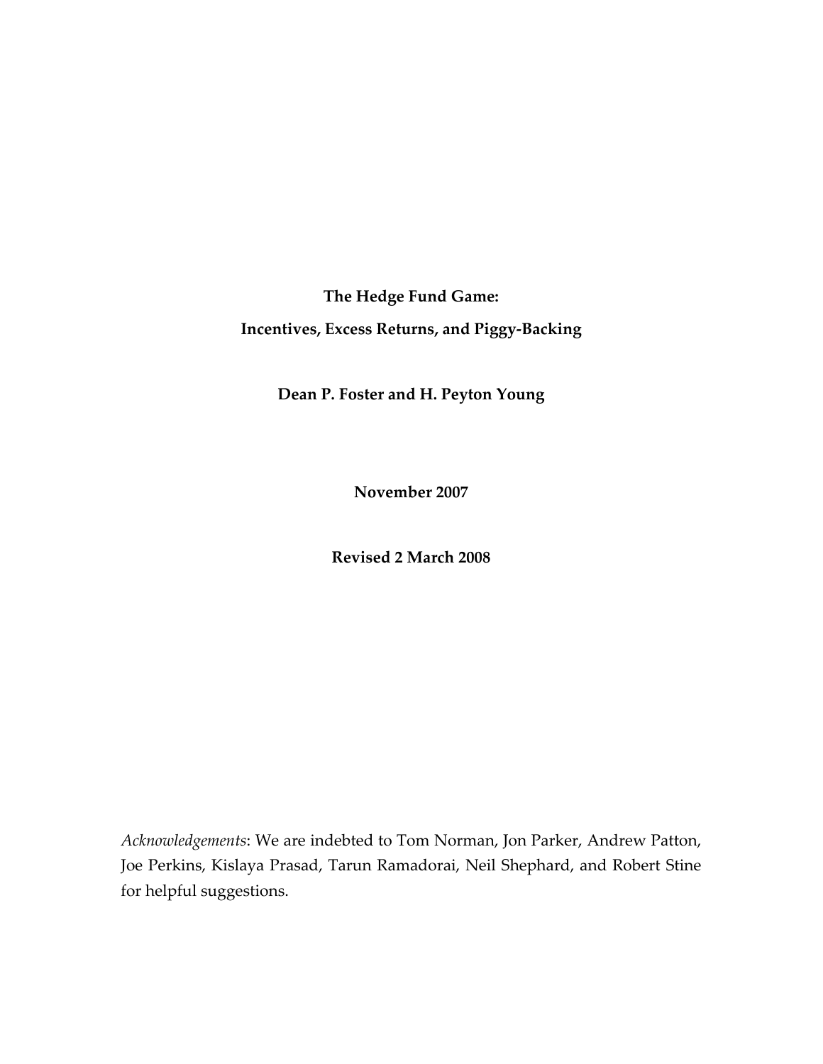# The Hedge Fund Game:

# Incentives, Excess Returns, and Piggy-Backing

**Dean P. Foster and H. Peyton Young**

**November 2007**

**Revised 2 March 2008**

*Acknowledgements*: We are indebted to Tom Norman, Jon Parker, Andrew Patton, Joe Perkins, Kislaya Prasad, Tarun Ramadorai, Neil Shephard, and Robert Stine for helpful suggestions.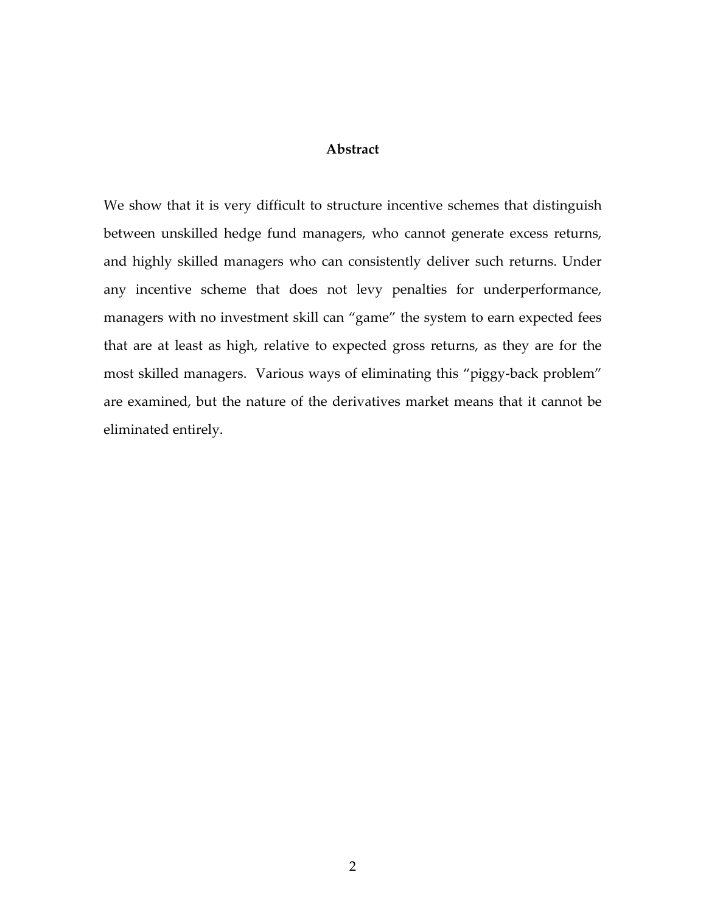## Abstract

We show that it is very difficult to structure incentive schemes that distinguish between unskilled hedge fund managers, who cannot generate excess returns, and highly skilled managers who can consistently deliver such returns. Under any incentive scheme that does not levy penalties for underperformance, managers with no investment skill can "game" the system to earn expected fees that are at least as high, relative to expected gross returns, as they are for the most skilled managers. Various ways of eliminating this "piggy-back problem" are examined, but the nature of the derivatives market means that it cannot be eliminated entirely.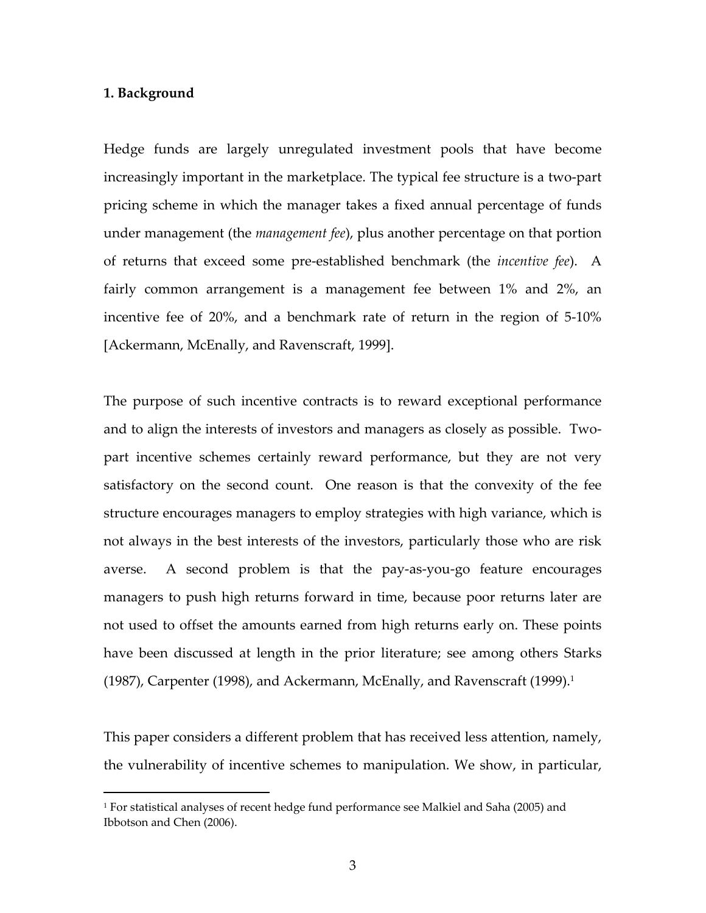## 1. Background

Hedge funds are largely unregulated investment pools that have become increasingly important in the marketplace. The typical fee structure is a two-part pricing scheme in which the manager takes a fixed annual percentage of funds under management (the *management fee*), plus another percentage on that portion of returns that exceed some pre-established benchmark (the *incentive fee*). A fairly common arrangement is a management fee between 1% and 2%, an incentive fee of 20%, and a benchmark rate of return in the region of 5-10% [Ackermann, McEnally, and Ravenscraft, 1999].

The purpose of such incentive contracts is to reward exceptional performance and to align the interests of investors and managers as closely as possible. Two-part incentive schemes certainly reward performance, but they are not very satisfactory on the second count. One reason is that the convexity of the fee structure encourages managers to employ strategies with high variance, which is not always in the best interests of the investors, particularly those who are risk averse. A second problem is that the pay-as-you-go feature encourages managers to push high returns forward in time, because poor returns later are not used to offset the amounts earned from high returns early on. These points have been discussed at length in the prior literature; see among others Starks (1987), Carpenter (1998), and Ackermann, McEnally, and Ravenscraft (1999).[1]

This paper considers a different problem that has received less attention, namely, the vulnerability of incentive schemes to manipulation. We show, in particular,

---

[1] For statistical analyses of recent hedge fund performance see Malkiel and Saha (2005) and Ibbotson and Chen (2006).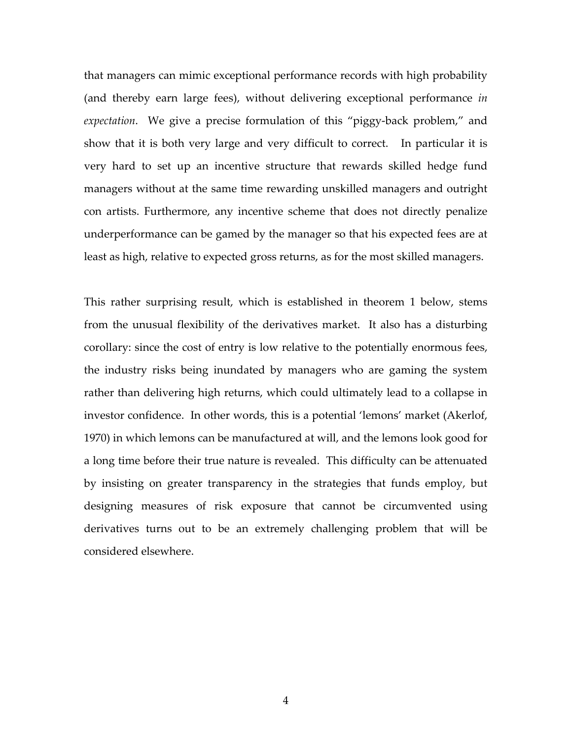that managers can mimic exceptional performance records with high probability (and thereby earn large fees), without delivering exceptional performance *in expectation*. We give a precise formulation of this "piggy-back problem," and show that it is both very large and very difficult to correct. In particular it is very hard to set up an incentive structure that rewards skilled hedge fund managers without at the same time rewarding unskilled managers and outright con artists. Furthermore, any incentive scheme that does not directly penalize underperformance can be gamed by the manager so that his expected fees are at least as high, relative to expected gross returns, as for the most skilled managers.

This rather surprising result, which is established in theorem 1 below, stems from the unusual flexibility of the derivatives market. It also has a disturbing corollary: since the cost of entry is low relative to the potentially enormous fees, the industry risks being inundated by managers who are gaming the system rather than delivering high returns, which could ultimately lead to a collapse in investor confidence. In other words, this is a potential 'lemons' market (Akerlof, 1970) in which lemons can be manufactured at will, and the lemons look good for a long time before their true nature is revealed. This difficulty can be attenuated by insisting on greater transparency in the strategies that funds employ, but designing measures of risk exposure that cannot be circumvented using derivatives turns out to be an extremely challenging problem that will be considered elsewhere.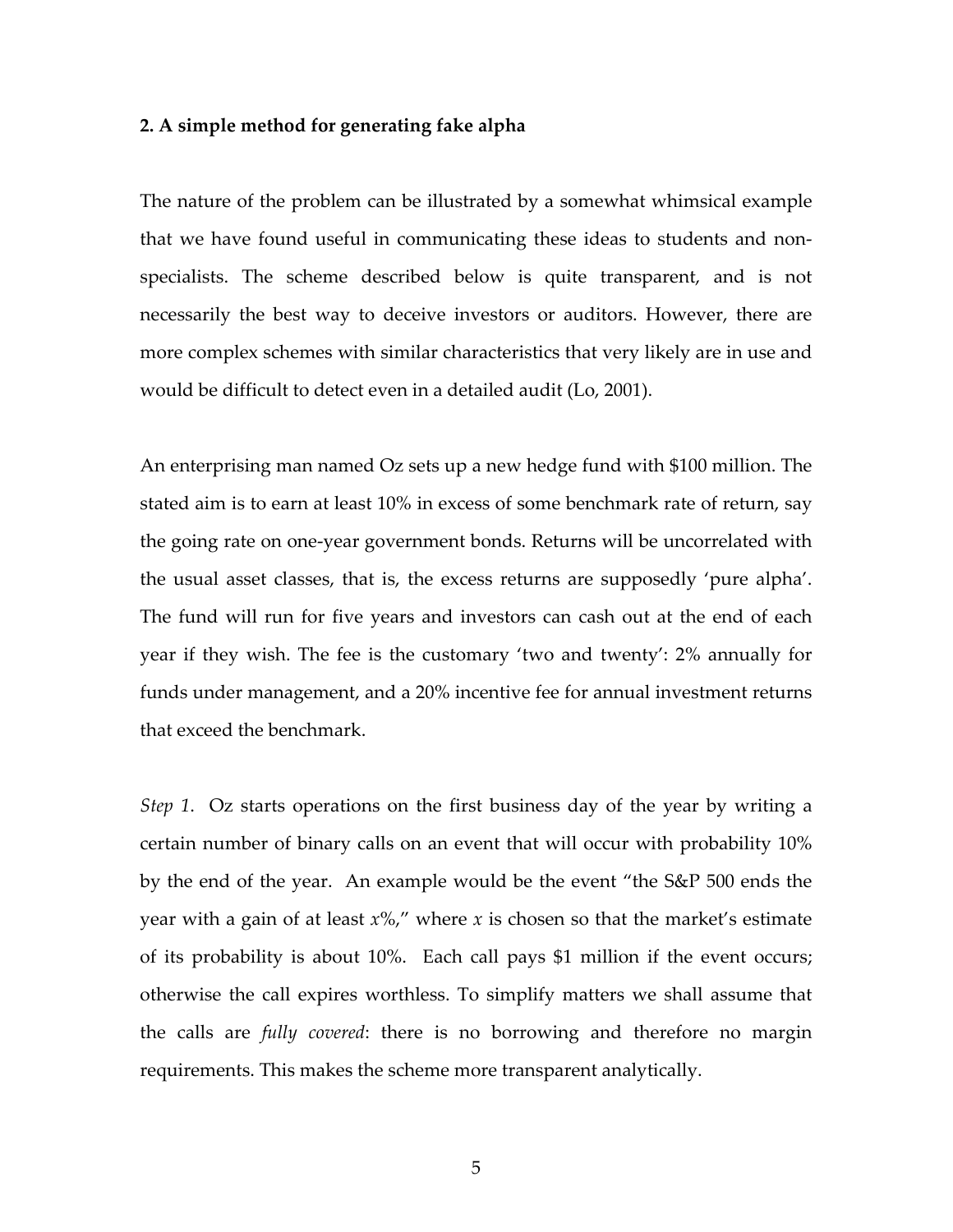## 2. A simple method for generating fake alpha

The nature of the problem can be illustrated by a somewhat whimsical example that we have found useful in communicating these ideas to students and non-specialists. The scheme described below is quite transparent, and is not necessarily the best way to deceive investors or auditors. However, there are more complex schemes with similar characteristics that very likely are in use and would be difficult to detect even in a detailed audit (Lo, 2001).

An enterprising man named Oz sets up a new hedge fund with \$100 million. The stated aim is to earn at least 10% in excess of some benchmark rate of return, say the going rate on one-year government bonds. Returns will be uncorrelated with the usual asset classes, that is, the excess returns are supposedly 'pure alpha'. The fund will run for five years and investors can cash out at the end of each year if they wish. The fee is the customary 'two and twenty': 2% annually for funds under management, and a 20% incentive fee for annual investment returns that exceed the benchmark.

*Step 1.* Oz starts operations on the first business day of the year by writing a certain number of binary calls on an event that will occur with probability 10% by the end of the year. An example would be the event "the S&P 500 ends the year with a gain of at least $x$%," where $x$ is chosen so that the market's estimate of its probability is about 10%. Each call pays \$1 million if the event occurs; otherwise the call expires worthless. To simplify matters we shall assume that the calls are *fully covered*: there is no borrowing and therefore no margin requirements. This makes the scheme more transparent analytically.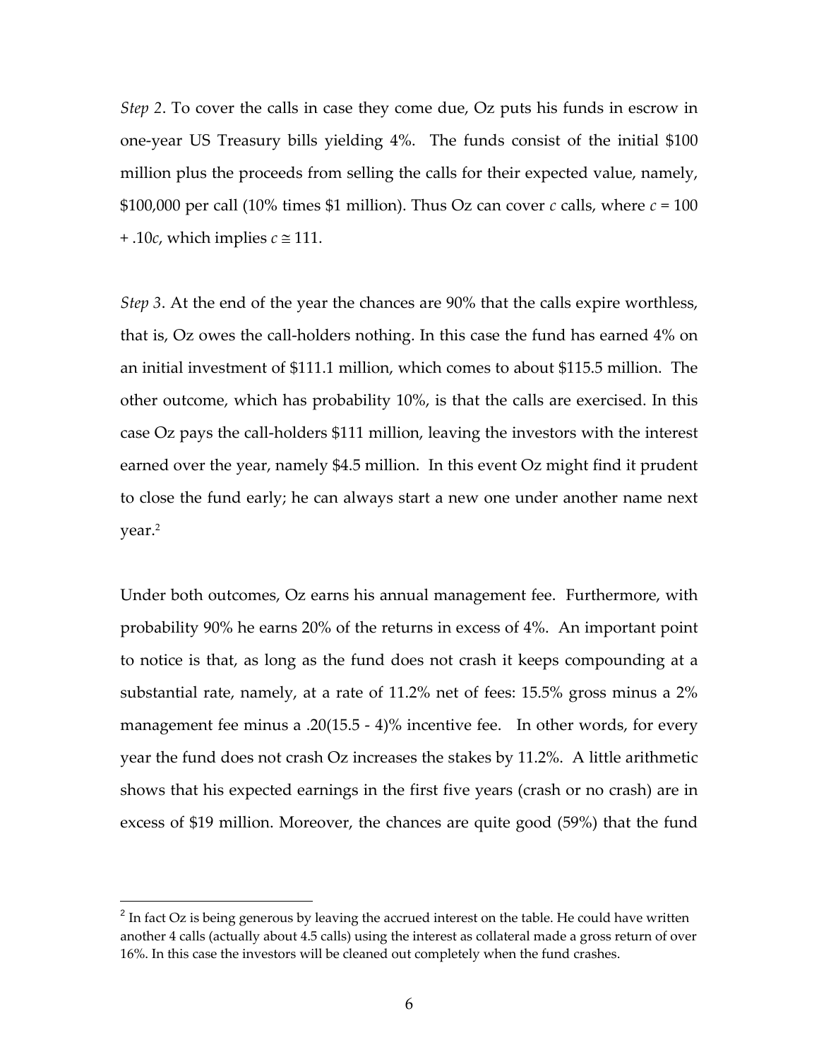*Step 2*. To cover the calls in case they come due, Oz puts his funds in escrow in one-year US Treasury bills yielding 4%. The funds consist of the initial \$100 million plus the proceeds from selling the calls for their expected value, namely, \$100,000 per call (10% times \$1 million). Thus Oz can cover $c$ calls, where $c = 100 + .10c$, which implies $c \cong 111$.

*Step 3*. At the end of the year the chances are 90% that the calls expire worthless, that is, Oz owes the call-holders nothing. In this case the fund has earned 4% on an initial investment of \$111.1 million, which comes to about \$115.5 million. The other outcome, which has probability 10%, is that the calls are exercised. In this case Oz pays the call-holders \$111 million, leaving the investors with the interest earned over the year, namely \$4.5 million. In this event Oz might find it prudent to close the fund early; he can always start a new one under another name next year.[2]

Under both outcomes, Oz earns his annual management fee. Furthermore, with probability 90% he earns 20% of the returns in excess of 4%. An important point to notice is that, as long as the fund does not crash it keeps compounding at a substantial rate, namely, at a rate of 11.2% net of fees: 15.5% gross minus a 2% management fee minus a .20(15.5 - 4)% incentive fee. In other words, for every year the fund does not crash Oz increases the stakes by 11.2%. A little arithmetic shows that his expected earnings in the first five years (crash or no crash) are in excess of \$19 million. Moreover, the chances are quite good (59%) that the fund

[2] In fact Oz is being generous by leaving the accrued interest on the table. He could have written another 4 calls (actually about 4.5 calls) using the interest as collateral made a gross return of over 16%. In this case the investors will be cleaned out completely when the fund crashes.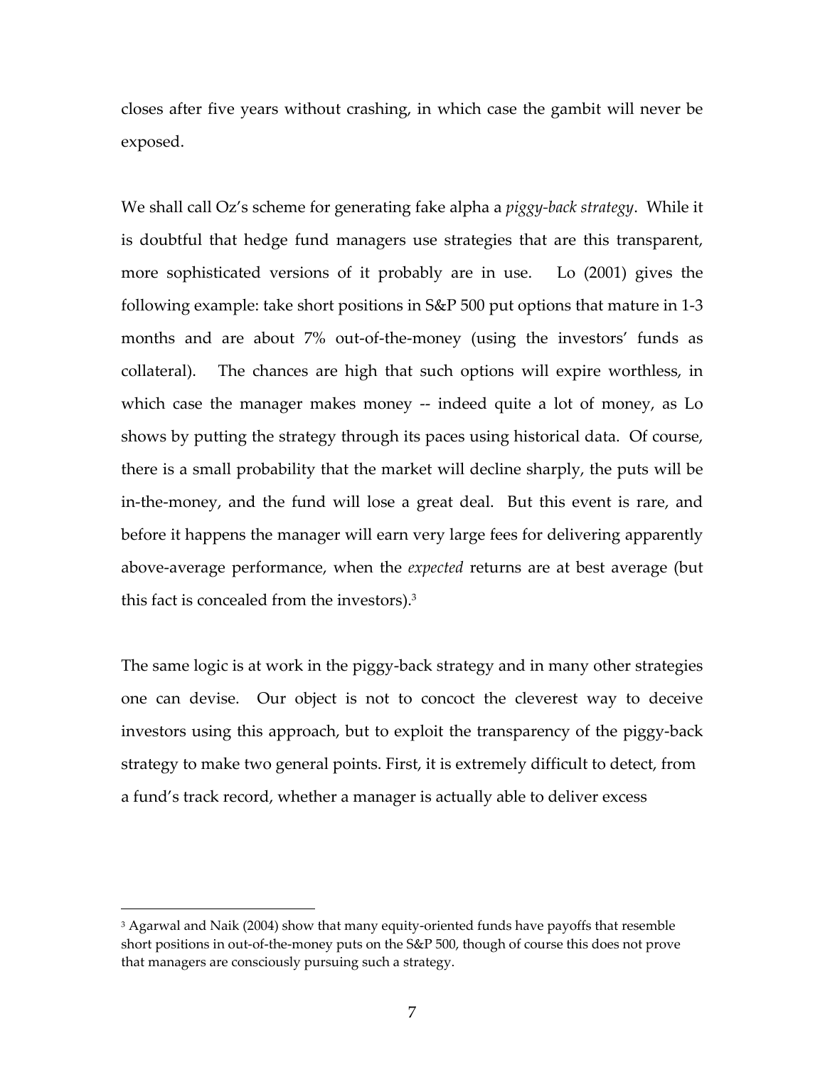closes after five years without crashing, in which case the gambit will never be exposed.

We shall call Oz's scheme for generating fake alpha a *piggy-back strategy*. While it is doubtful that hedge fund managers use strategies that are this transparent, more sophisticated versions of it probably are in use. Lo (2001) gives the following example: take short positions in S&P 500 put options that mature in 1-3 months and are about 7% out-of-the-money (using the investors' funds as collateral). The chances are high that such options will expire worthless, in which case the manager makes money -- indeed quite a lot of money, as Lo shows by putting the strategy through its paces using historical data. Of course, there is a small probability that the market will decline sharply, the puts will be in-the-money, and the fund will lose a great deal. But this event is rare, and before it happens the manager will earn very large fees for delivering apparently above-average performance, when the *expected* returns are at best average (but this fact is concealed from the investors).[3]

The same logic is at work in the piggy-back strategy and in many other strategies one can devise. Our object is not to concoct the cleverest way to deceive investors using this approach, but to exploit the transparency of the piggy-back strategy to make two general points. First, it is extremely difficult to detect, from a fund's track record, whether a manager is actually able to deliver excess

[3] Agarwal and Naik (2004) show that many equity-oriented funds have payoffs that resemble short positions in out-of-the-money puts on the S&P 500, though of course this does not prove that managers are consciously pursuing such a strategy.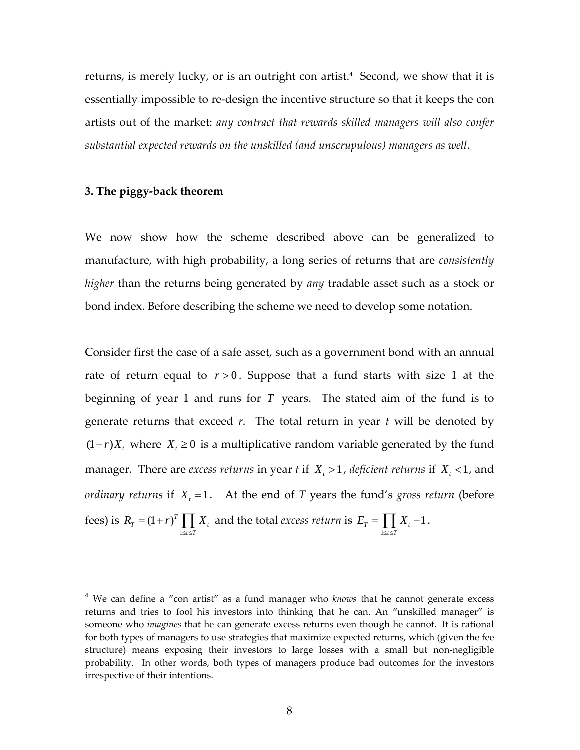returns, is merely lucky, or is an outright con artist.[4] Second, we show that it is essentially impossible to re-design the incentive structure so that it keeps the con artists out of the market: *any contract that rewards skilled managers will also confer substantial expected rewards on the unskilled (and unscrupulous) managers as well*.

### 3. The piggy-back theorem

We now show how the scheme described above can be generalized to manufacture, with high probability, a long series of returns that are *consistently higher* than the returns being generated by *any* tradable asset such as a stock or bond index. Before describing the scheme we need to develop some notation.

Consider first the case of a safe asset, such as a government bond with an annual rate of return equal to $r > 0$. Suppose that a fund starts with size 1 at the beginning of year 1 and runs for $T$ years. The stated aim of the fund is to generate returns that exceed $r$. The total return in year $t$ will be denoted by $(1+r)X_t$ where $X_t \geq 0$ is a multiplicative random variable generated by the fund manager. There are *excess returns* in year $t$ if $X_t > 1$, *deficient returns* if $X_t < 1$, and *ordinary returns* if $X_t = 1$. At the end of $T$ years the fund's *gross return* (before fees) is $R_T = (1+r)^T \prod_{1 \leq t \leq T} X_t$ and the total *excess return* is $E_T = \prod_{1 \leq t \leq T} X_t - 1$.

---

[4] We can define a "con artist" as a fund manager who *knows* that he cannot generate excess returns and tries to fool his investors into thinking that he can. An "unskilled manager" is someone who *imagines* that he can generate excess returns even though he cannot. It is rational for both types of managers to use strategies that maximize expected returns, which (given the fee structure) means exposing their investors to large losses with a small but non-negligible probability. In other words, both types of managers produce bad outcomes for the investors irrespective of their intentions.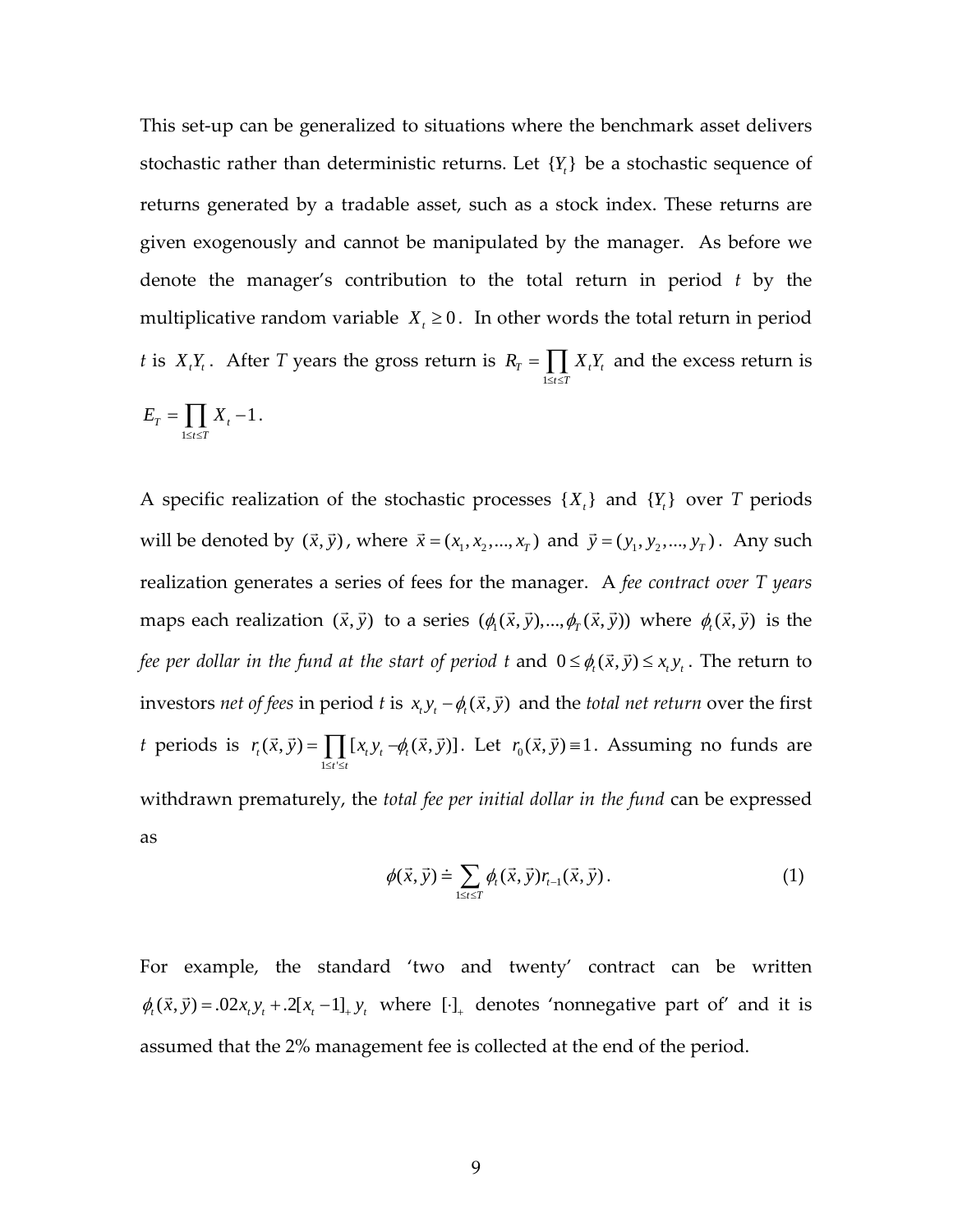This set-up can be generalized to situations where the benchmark asset delivers stochastic rather than deterministic returns. Let $\{Y_t\}$ be a stochastic sequence of returns generated by a tradable asset, such as a stock index. These returns are given exogenously and cannot be manipulated by the manager. As before we denote the manager's contribution to the total return in period $t$ by the multiplicative random variable $X_t \geq 0$. In other words the total return in period $t$ is $X_t Y_t$. After $T$ years the gross return is $R_T = \prod_{1 \leq t \leq T} X_t Y_t$ and the excess return is $E_T = \prod_{1 \leq t \leq T} X_t - 1$.

A specific realization of the stochastic processes $\{X_t\}$ and $\{Y_t\}$ over $T$ periods will be denoted by $(\vec{x}, \vec{y})$, where $\vec{x} = (x_1, x_2, ..., x_T)$ and $\vec{y} = (y_1, y_2, ..., y_T)$. Any such realization generates a series of fees for the manager. A *fee contract over T years* maps each realization $(\vec{x}, \vec{y})$ to a series $(\phi_1(\vec{x}, \vec{y}), ..., \phi_T(\vec{x}, \vec{y}))$ where $\phi_t(\vec{x}, \vec{y})$ is the *fee per dollar in the fund at the start of period t* and $0 \leq \phi_t(\vec{x}, \vec{y}) \leq x_t y_t$. The return to investors *net of fees* in period $t$ is $x_t y_t - \phi_t(\vec{x}, \vec{y})$ and the *total net return* over the first $t$ periods is $r_t(\vec{x}, \vec{y}) = \prod_{1 \leq t' \leq t} [x_t y_t - \phi_t(\vec{x}, \vec{y})]$. Let $r_0(\vec{x}, \vec{y}) \equiv 1$. Assuming no funds are withdrawn prematurely, the *total fee per initial dollar in the fund* can be expressed as

$$\phi(\vec{x}, \vec{y}) \doteq \sum_{1 \leq t \leq T} \phi_t(\vec{x}, \vec{y}) r_{t-1}(\vec{x}, \vec{y}). \tag{1}$$

For example, the standard 'two and twenty' contract can be written $\phi_t(\vec{x}, \vec{y}) = .02 x_t y_t + .2[x_t - 1]_+ y_t$ where $[\cdot]_+$ denotes 'nonnegative part of' and it is assumed that the 2% management fee is collected at the end of the period.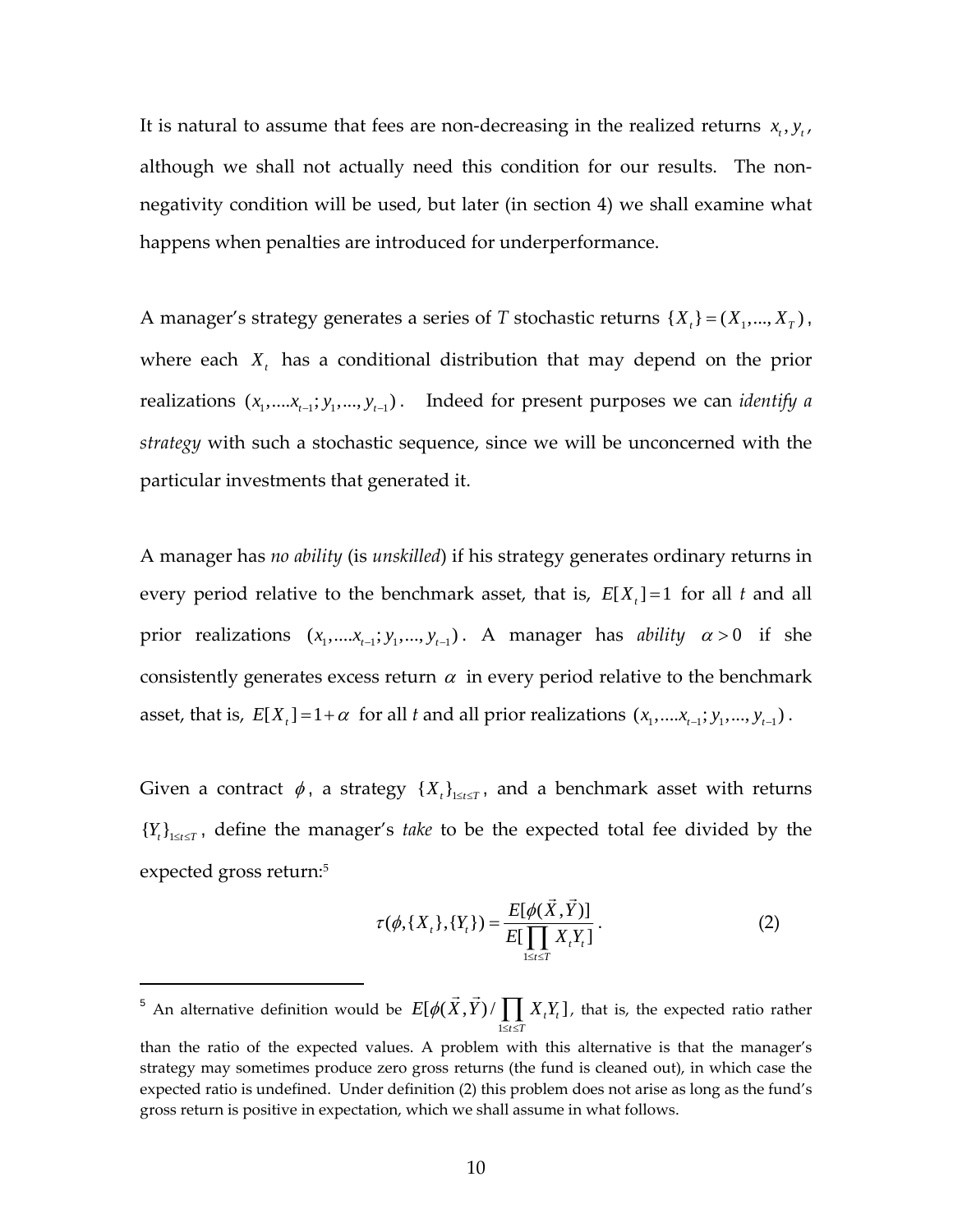It is natural to assume that fees are non-decreasing in the realized returns $x_t, y_t$, although we shall not actually need this condition for our results. The non-negativity condition will be used, but later (in section 4) we shall examine what happens when penalties are introduced for underperformance.

A manager's strategy generates a series of $T$ stochastic returns $\{X_t\} = (X_1, ..., X_T)$, where each $X_t$ has a conditional distribution that may depend on the prior realizations $(x_1, ....x_{t-1}; y_1, ..., y_{t-1})$. Indeed for present purposes we can *identify a strategy* with such a stochastic sequence, since we will be unconcerned with the particular investments that generated it.

A manager has *no ability* (is *unskilled*) if his strategy generates ordinary returns in every period relative to the benchmark asset, that is, $E[X_t] = 1$ for all $t$ and all prior realizations $(x_1, ....x_{t-1}; y_1, ..., y_{t-1})$. A manager has *ability* $\alpha > 0$ if she consistently generates excess return $\alpha$ in every period relative to the benchmark asset, that is, $E[X_t] = 1 + \alpha$ for all $t$ and all prior realizations $(x_1, ....x_{t-1}; y_1, ..., y_{t-1})$.

Given a contract $\phi$, a strategy $\{X_t\}_{1 \le t \le T}$, and a benchmark asset with returns $\{Y_t\}_{1 \le t \le T}$, define the manager's *take* to be the expected total fee divided by the expected gross return:[5]

$$\tau(\phi, \{X_t\}, \{Y_t\}) = \frac{E[\phi(\vec{X}, \vec{Y})]}{E[\prod_{1 \le t \le T} X_t Y_t]}. \tag{2}$$

---

[5] An alternative definition would be $E[\phi(\vec{X}, \vec{Y}) / \prod_{1 \le t \le T} X_t Y_t]$, that is, the expected ratio rather than the ratio of the expected values. A problem with this alternative is that the manager's strategy may sometimes produce zero gross returns (the fund is cleaned out), in which case the expected ratio is undefined. Under definition (2) this problem does not arise as long as the fund's gross return is positive in expectation, which we shall assume in what follows.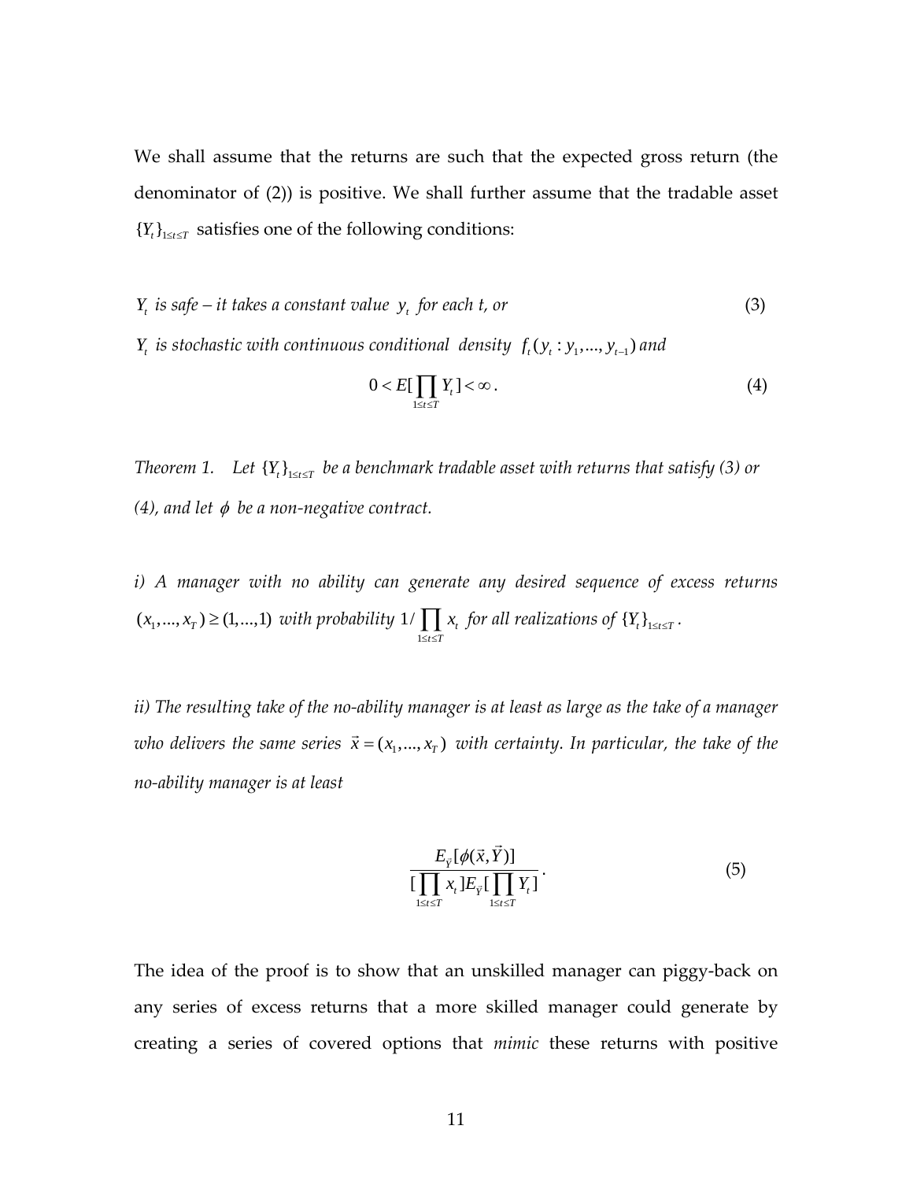We shall assume that the returns are such that the expected gross return (the denominator of (2)) is positive. We shall further assume that the tradable asset $\{Y_t\}_{1 \le t \le T}$ satisfies one of the following conditions:

$$Y_t \text{ is safe -- it takes a constant value } y_t \text{ for each } t \text{, or} \tag{3}$$

$$Y_t \text{ is stochastic with continuous conditional density } f_t(y_t : y_1, ..., y_{t-1}) \text{ and}$$

$$0 < E[\prod_{1 \le t \le T} Y_t] < \infty . \tag{4}$$

*Theorem 1. Let $\{Y_t\}_{1 \le t \le T}$ be a benchmark tradable asset with returns that satisfy (3) or (4), and let $\phi$ be a non-negative contract.*

*i) A manager with no ability can generate any desired sequence of excess returns $(x_1, ..., x_T) \ge (1, ..., 1)$ with probability $1/\prod_{1 \le t \le T} x_t$ for all realizations of $\{Y_t\}_{1 \le t \le T}$.*

*ii) The resulting take of the no-ability manager is at least as large as the take of a manager who delivers the same series $\vec{x} = (x_1, ..., x_T)$ with certainty. In particular, the take of the no-ability manager is at least*

$$\frac{E_{\vec{Y}}[\phi(\vec{x}, \vec{Y})]}{[\prod_{1 \le t \le T} x_t] E_{\vec{Y}}[\prod_{1 \le t \le T} Y_t]} . \tag{5}$$

The idea of the proof is to show that an unskilled manager can piggy-back on any series of excess returns that a more skilled manager could generate by creating a series of covered options that *mimic* these returns with positive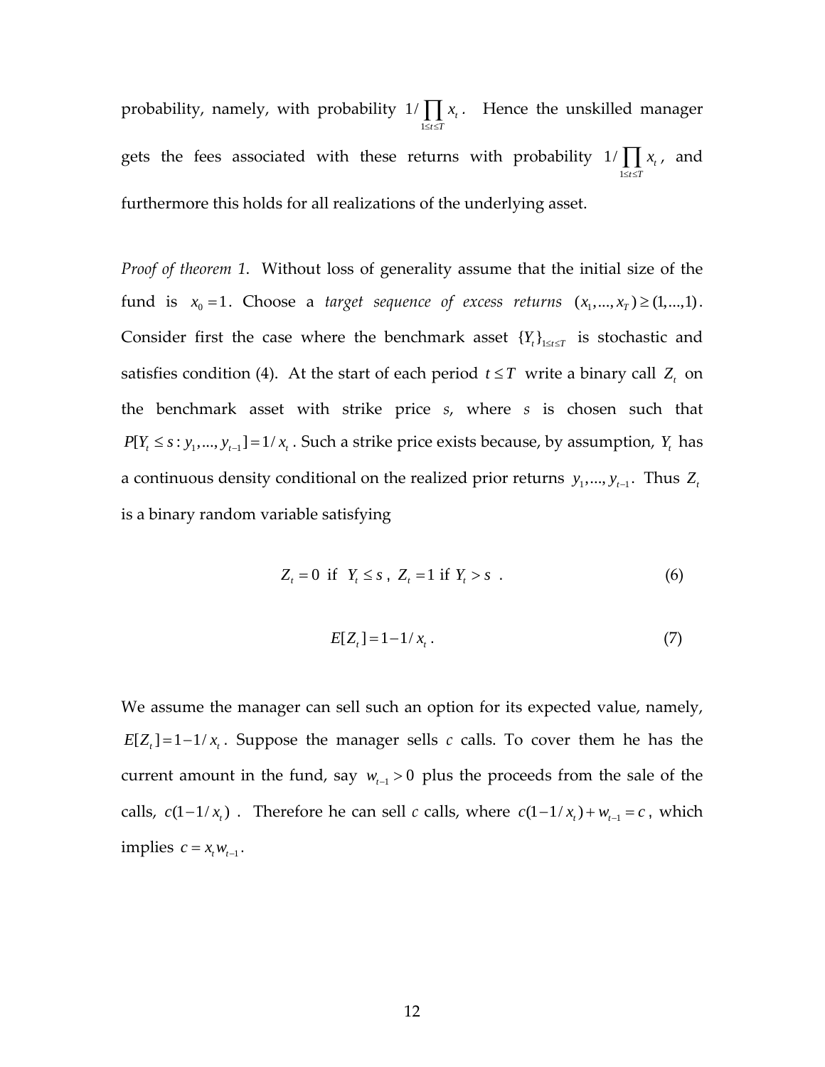probability, namely, with probability $1/\prod_{1\le t\le T} x_t$. Hence the unskilled manager gets the fees associated with these returns with probability $1/\prod_{1\le t\le T} x_t$, and furthermore this holds for all realizations of the underlying asset.

*Proof of theorem 1.* Without loss of generality assume that the initial size of the fund is $x_0 = 1$. Choose a *target sequence of excess returns* $(x_1,...,x_T) \ge (1,...,1)$. Consider first the case where the benchmark asset $\{Y_t\}_{1\le t\le T}$ is stochastic and satisfies condition (4). At the start of each period $t \le T$ write a binary call $Z_t$ on the benchmark asset with strike price *s*, where *s* is chosen such that $P[Y_t \le s : y_1,..., y_{t-1}] = 1/x_t$. Such a strike price exists because, by assumption, $Y_t$ has a continuous density conditional on the realized prior returns $y_1,..., y_{t-1}$. Thus $Z_t$ is a binary random variable satisfying

$$Z_t = 0 \text{ if } Y_t \le s\,,\; Z_t = 1 \text{ if } Y_t > s\;. \tag{6}$$

$$E[Z_t] = 1 - 1/x_t\,. \tag{7}$$

We assume the manager can sell such an option for its expected value, namely, $E[Z_t] = 1 - 1/x_t$. Suppose the manager sells *c* calls. To cover them he has the current amount in the fund, say $w_{t-1} > 0$ plus the proceeds from the sale of the calls, $c(1-1/x_t)$. Therefore he can sell *c* calls, where $c(1-1/x_t) + w_{t-1} = c$, which implies $c = x_t w_{t-1}$.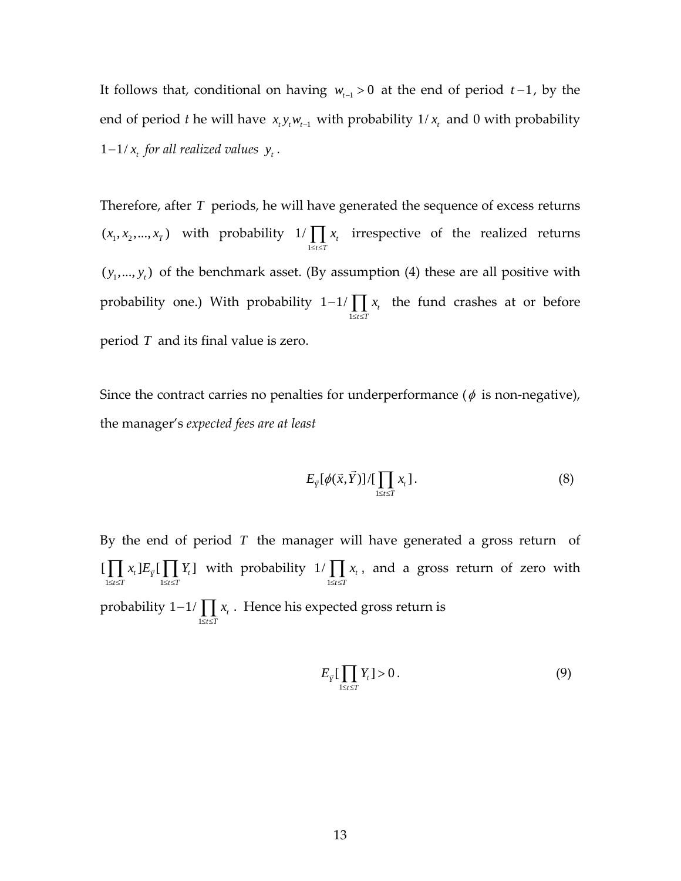It follows that, conditional on having $w_{t-1} > 0$ at the end of period $t-1$, by the end of period *t* he will have $x_t y_t w_{t-1}$ with probability $1/x_t$ and 0 with probability $1-1/x_t$ *for all realized values* $y_t$.

Therefore, after $T$ periods, he will have generated the sequence of excess returns $(x_1, x_2, ..., x_T)$ with probability $1/\prod_{1\le t\le T} x_t$ irrespective of the realized returns $(y_1, ..., y_t)$ of the benchmark asset. (By assumption (4) these are all positive with probability one.) With probability $1-1/\prod_{1\le t\le T} x_t$ the fund crashes at or before period $T$ and its final value is zero.

Since the contract carries no penalties for underperformance ($\phi$ is non-negative), the manager's *expected fees are at least*

$$E_{\vec{Y}}[\phi(\vec{x},\vec{Y})]/[\prod_{1\le t\le T} x_t]. \tag{8}$$

By the end of period $T$ the manager will have generated a gross return of $[\prod_{1\le t\le T} x_t] E_{\vec{Y}}[\prod_{1\le t\le T} Y_t]$ with probability $1/\prod_{1\le t\le T} x_t$, and a gross return of zero with probability $1-1/\prod_{1\le t\le T} x_t$. Hence his expected gross return is

$$E_{\vec{Y}}[\prod_{1\le t\le T} Y_t] > 0. \tag{9}$$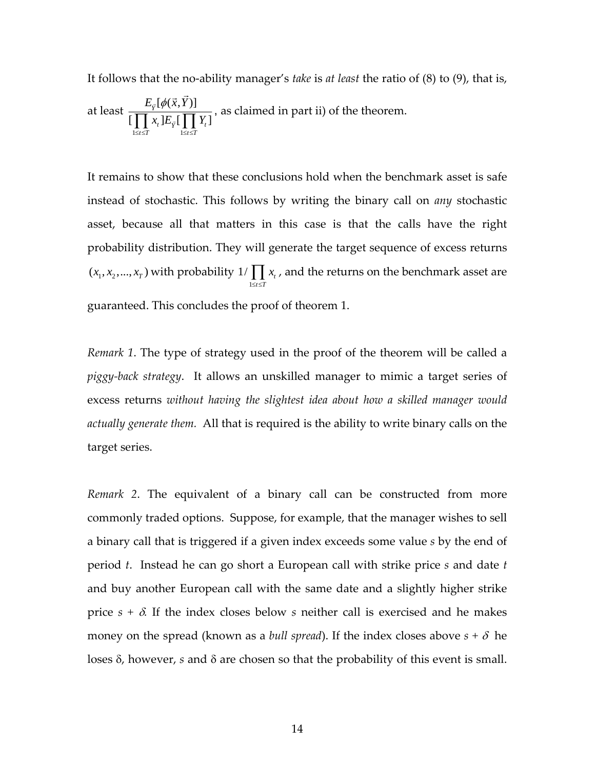It follows that the no-ability manager's *take* is *at least* the ratio of (8) to (9), that is, at least $\dfrac{E_{\vec{Y}}[\phi(\vec{x},\vec{Y})]}{[\prod_{1 \le t \le T} x_t] E_{\vec{Y}}[\prod_{1 \le t \le T} Y_t]}$, as claimed in part ii) of the theorem.

It remains to show that these conclusions hold when the benchmark asset is safe instead of stochastic. This follows by writing the binary call on *any* stochastic asset, because all that matters in this case is that the calls have the right probability distribution. They will generate the target sequence of excess returns $(x_1, x_2, ..., x_T)$ with probability $1/\prod_{1 \le t \le T} x_t$, and the returns on the benchmark asset are guaranteed. This concludes the proof of theorem 1.

*Remark 1*. The type of strategy used in the proof of the theorem will be called a *piggy-back strategy*. It allows an unskilled manager to mimic a target series of excess returns *without having the slightest idea about how a skilled manager would actually generate them.* All that is required is the ability to write binary calls on the target series.

*Remark 2*. The equivalent of a binary call can be constructed from more commonly traded options. Suppose, for example, that the manager wishes to sell a binary call that is triggered if a given index exceeds some value $s$ by the end of period $t$. Instead he can go short a European call with strike price $s$ and date $t$ and buy another European call with the same date and a slightly higher strike price $s + \delta$. If the index closes below $s$ neither call is exercised and he makes money on the spread (known as a *bull spread*). If the index closes above $s + \delta$ he loses $\delta$, however, $s$ and $\delta$ are chosen so that the probability of this event is small.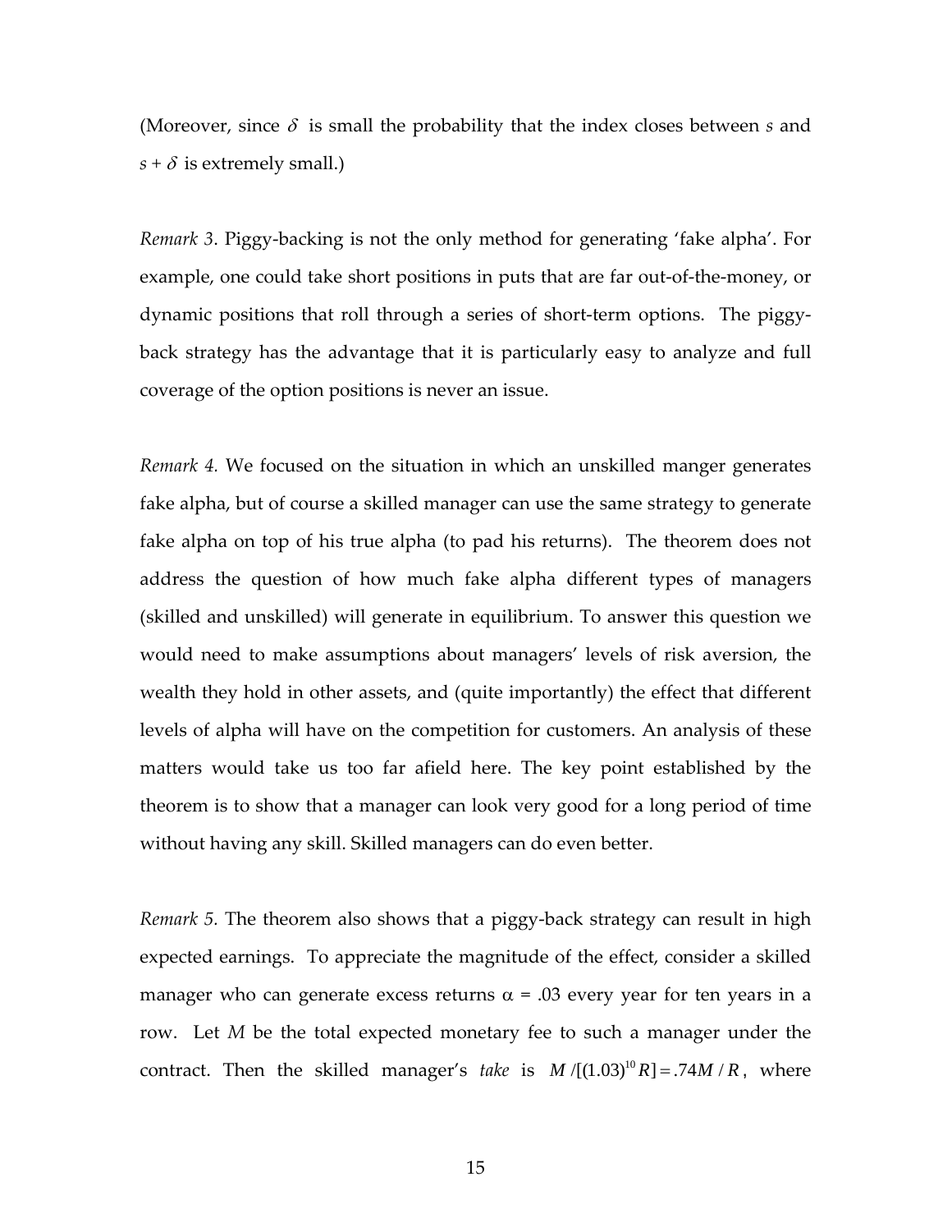(Moreover, since $\delta$ is small the probability that the index closes between $s$ and $s + \delta$ is extremely small.)

*Remark 3*. Piggy-backing is not the only method for generating 'fake alpha'. For example, one could take short positions in puts that are far out-of-the-money, or dynamic positions that roll through a series of short-term options. The piggy-back strategy has the advantage that it is particularly easy to analyze and full coverage of the option positions is never an issue.

*Remark 4.* We focused on the situation in which an unskilled manger generates fake alpha, but of course a skilled manager can use the same strategy to generate fake alpha on top of his true alpha (to pad his returns). The theorem does not address the question of how much fake alpha different types of managers (skilled and unskilled) will generate in equilibrium. To answer this question we would need to make assumptions about managers' levels of risk aversion, the wealth they hold in other assets, and (quite importantly) the effect that different levels of alpha will have on the competition for customers. An analysis of these matters would take us too far afield here. The key point established by the theorem is to show that a manager can look very good for a long period of time without having any skill. Skilled managers can do even better.

*Remark 5.* The theorem also shows that a piggy-back strategy can result in high expected earnings. To appreciate the magnitude of the effect, consider a skilled manager who can generate excess returns $\alpha$ = .03 every year for ten years in a row. Let $M$ be the total expected monetary fee to such a manager under the contract. Then the skilled manager's *take* is $M/[(1.03)^{10}R] = .74M/R$, where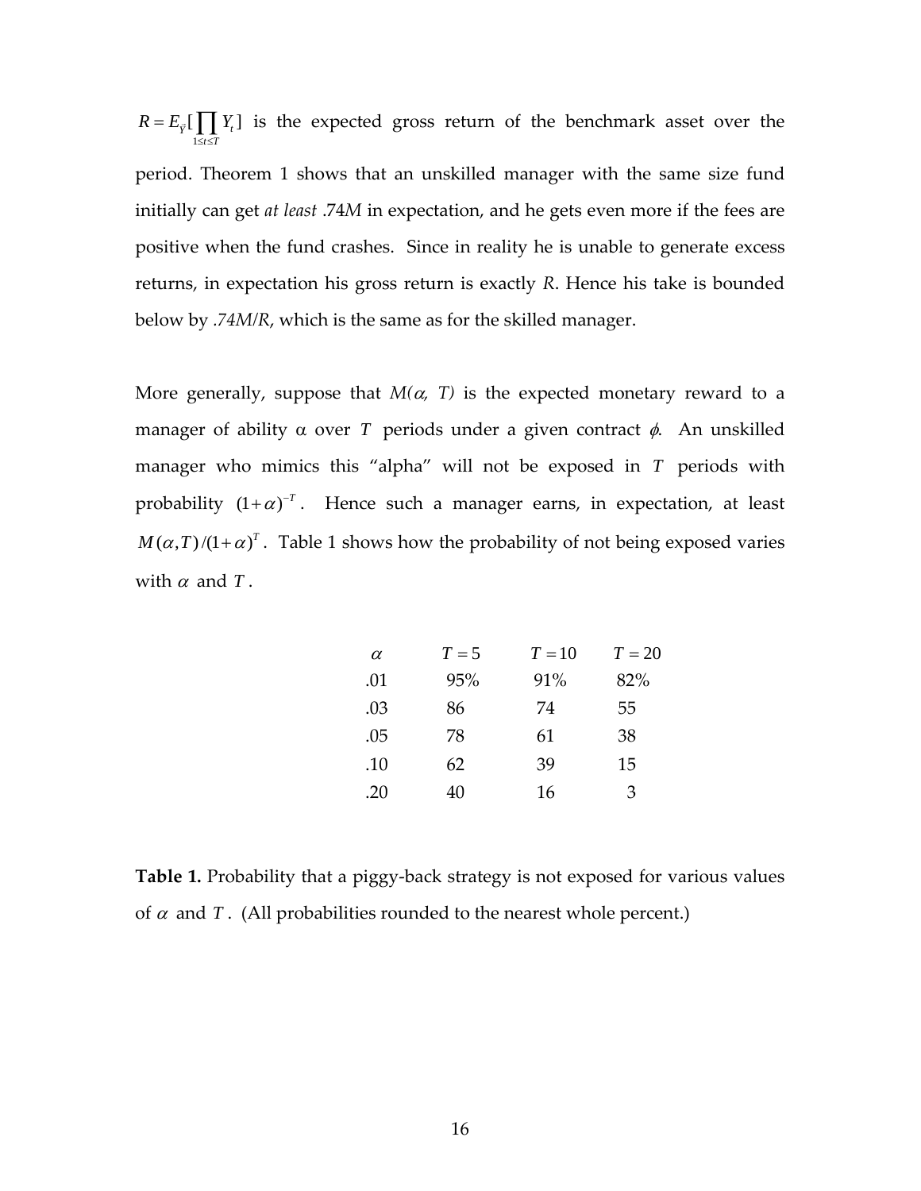$R = E_{\tilde{Y}}[\prod_{1 \le t \le T} Y_t]$ is the expected gross return of the benchmark asset over the period. Theorem 1 shows that an unskilled manager with the same size fund initially can get *at least* .74*M* in expectation, and he gets even more if the fees are positive when the fund crashes. Since in reality he is unable to generate excess returns, in expectation his gross return is exactly *R*. Hence his take is bounded below by *.74M/R*, which is the same as for the skilled manager.

More generally, suppose that $M(\alpha, T)$ is the expected monetary reward to a manager of ability $\alpha$ over $T$ periods under a given contract $\phi$. An unskilled manager who mimics this "alpha" will not be exposed in $T$ periods with probability $(1+\alpha)^{-T}$. Hence such a manager earns, in expectation, at least $M(\alpha,T)/(1+\alpha)^T$. Table 1 shows how the probability of not being exposed varies with $\alpha$ and $T$.

| $\alpha$ | $T = 5$ | $T = 10$ | $T = 20$ |
|---|---|---|---|
| .01 | 95% | 91% | 82% |
| .03 | 86 | 74 | 55 |
| .05 | 78 | 61 | 38 |
| .10 | 62 | 39 | 15 |
| .20 | 40 | 16 | 3 |

**Table 1.** Probability that a piggy-back strategy is not exposed for various values of $\alpha$ and $T$. (All probabilities rounded to the nearest whole percent.)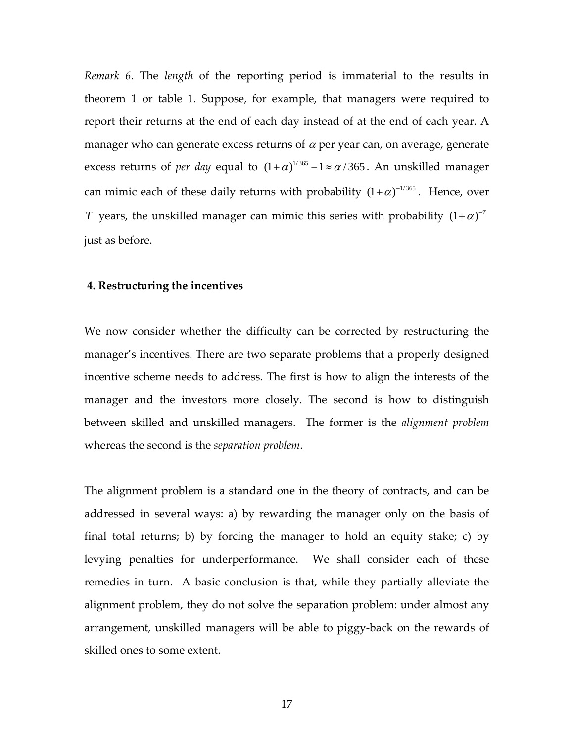*Remark 6*. The *length* of the reporting period is immaterial to the results in theorem 1 or table 1. Suppose, for example, that managers were required to report their returns at the end of each day instead of at the end of each year. A manager who can generate excess returns of $\alpha$ per year can, on average, generate excess returns of *per day* equal to $(1+\alpha)^{1/365}-1\approx\alpha/365$. An unskilled manager can mimic each of these daily returns with probability $(1+\alpha)^{-1/365}$. Hence, over $T$ years, the unskilled manager can mimic this series with probability $(1+\alpha)^{-T}$ just as before.

## 4. Restructuring the incentives

We now consider whether the difficulty can be corrected by restructuring the manager's incentives. There are two separate problems that a properly designed incentive scheme needs to address. The first is how to align the interests of the manager and the investors more closely. The second is how to distinguish between skilled and unskilled managers. The former is the *alignment problem* whereas the second is the *separation problem*.

The alignment problem is a standard one in the theory of contracts, and can be addressed in several ways: a) by rewarding the manager only on the basis of final total returns; b) by forcing the manager to hold an equity stake; c) by levying penalties for underperformance. We shall consider each of these remedies in turn. A basic conclusion is that, while they partially alleviate the alignment problem, they do not solve the separation problem: under almost any arrangement, unskilled managers will be able to piggy-back on the rewards of skilled ones to some extent.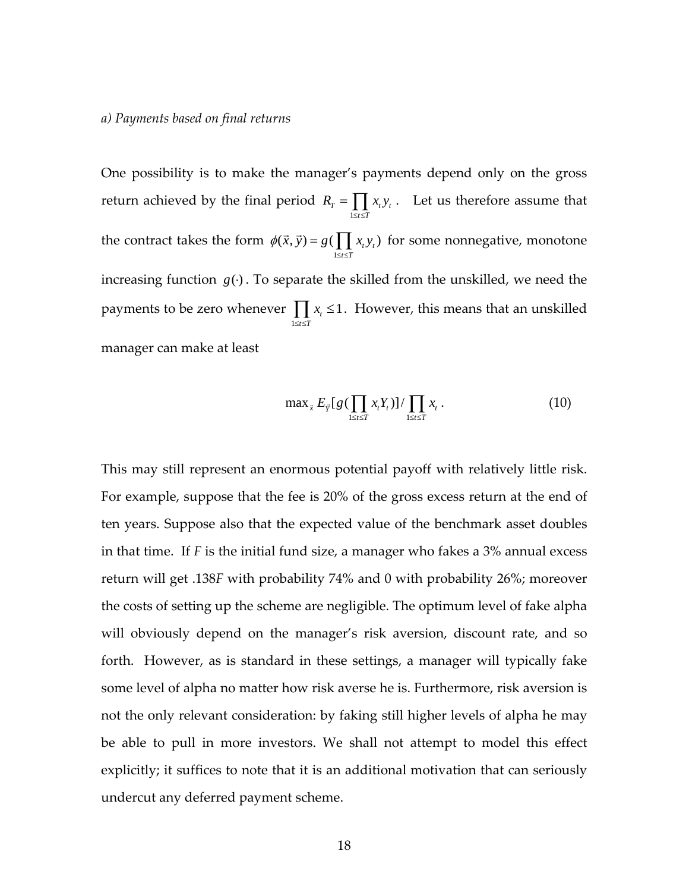*a) Payments based on final returns*

One possibility is to make the manager's payments depend only on the gross return achieved by the final period $R_T = \prod_{1 \le t \le T} x_t y_t$ . Let us therefore assume that the contract takes the form $\phi(\vec{x}, \vec{y}) = g(\prod_{1 \le t \le T} x_t y_t)$ for some nonnegative, monotone increasing function $g(\cdot)$. To separate the skilled from the unskilled, we need the payments to be zero whenever $\prod_{1 \le t \le T} x_t \le 1$. However, this means that an unskilled manager can make at least

$$\max_{\vec{x}} E_{\vec{Y}}[g(\prod_{1 \le t \le T} x_t Y_t)] / \prod_{1 \le t \le T} x_t \ . \tag{10}$$

This may still represent an enormous potential payoff with relatively little risk. For example, suppose that the fee is 20% of the gross excess return at the end of ten years. Suppose also that the expected value of the benchmark asset doubles in that time. If *F* is the initial fund size, a manager who fakes a 3% annual excess return will get .138*F* with probability 74% and 0 with probability 26%; moreover the costs of setting up the scheme are negligible. The optimum level of fake alpha will obviously depend on the manager's risk aversion, discount rate, and so forth. However, as is standard in these settings, a manager will typically fake some level of alpha no matter how risk averse he is. Furthermore, risk aversion is not the only relevant consideration: by faking still higher levels of alpha he may be able to pull in more investors. We shall not attempt to model this effect explicitly; it suffices to note that it is an additional motivation that can seriously undercut any deferred payment scheme.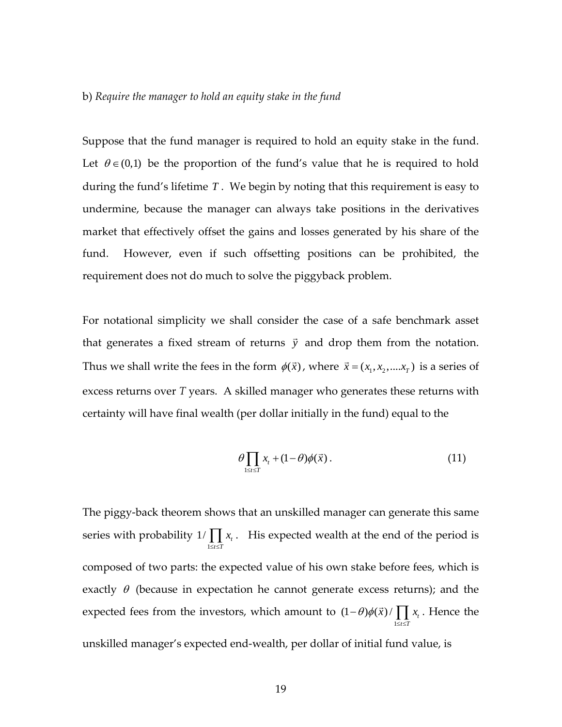b) *Require the manager to hold an equity stake in the fund*

Suppose that the fund manager is required to hold an equity stake in the fund. Let $\theta \in (0,1)$ be the proportion of the fund's value that he is required to hold during the fund's lifetime $T$. We begin by noting that this requirement is easy to undermine, because the manager can always take positions in the derivatives market that effectively offset the gains and losses generated by his share of the fund. However, even if such offsetting positions can be prohibited, the requirement does not do much to solve the piggyback problem.

For notational simplicity we shall consider the case of a safe benchmark asset that generates a fixed stream of returns $\vec{y}$ and drop them from the notation. Thus we shall write the fees in the form $\phi(\vec{x})$, where $\vec{x} = (x_1, x_2, ....x_T)$ is a series of excess returns over $T$ years. A skilled manager who generates these returns with certainty will have final wealth (per dollar initially in the fund) equal to the

$$\theta \prod_{1 \le t \le T} x_t + (1-\theta)\phi(\vec{x}). \tag{11}$$

The piggy-back theorem shows that an unskilled manager can generate this same series with probability $1/\prod_{1 \le t \le T} x_t$. His expected wealth at the end of the period is composed of two parts: the expected value of his own stake before fees, which is exactly $\theta$ (because in expectation he cannot generate excess returns); and the expected fees from the investors, which amount to $(1-\theta)\phi(\vec{x})/\prod_{1 \le t \le T} x_t$. Hence the unskilled manager's expected end-wealth, per dollar of initial fund value, is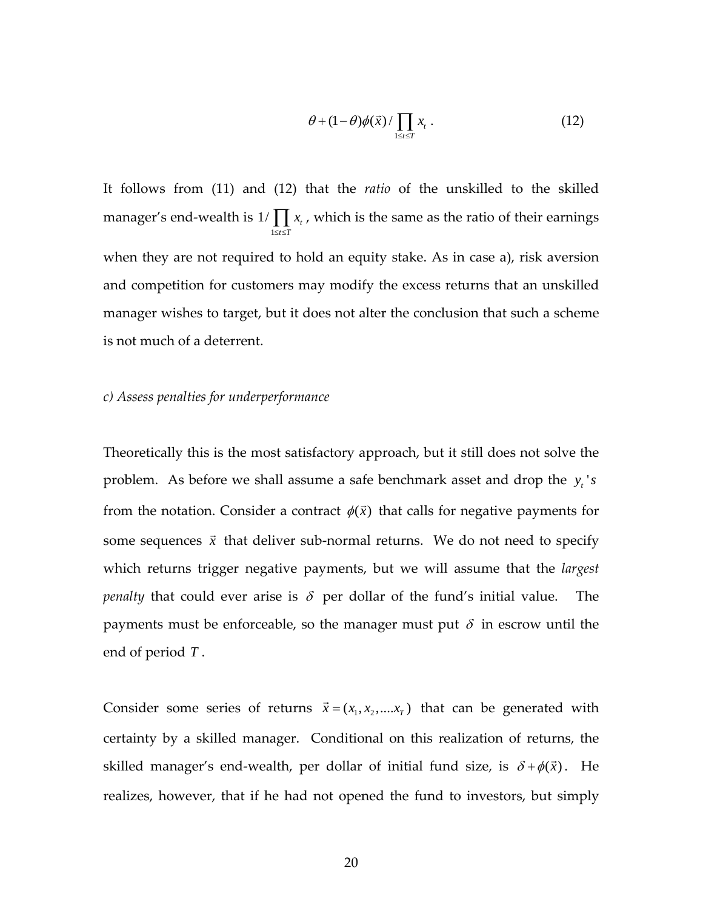$$\theta + (1-\theta)\phi(\vec{x}) / \prod_{1 \le t \le T} x_t \ . \tag{12}$$

It follows from (11) and (12) that the *ratio* of the unskilled to the skilled manager's end-wealth is $1/\prod_{1 \le t \le T} x_t$, which is the same as the ratio of their earnings when they are not required to hold an equity stake. As in case a), risk aversion and competition for customers may modify the excess returns that an unskilled manager wishes to target, but it does not alter the conclusion that such a scheme is not much of a deterrent.

*c) Assess penalties for underperformance*

Theoretically this is the most satisfactory approach, but it still does not solve the problem. As before we shall assume a safe benchmark asset and drop the $y_t$'s from the notation. Consider a contract $\phi(\vec{x})$ that calls for negative payments for some sequences $\vec{x}$ that deliver sub-normal returns. We do not need to specify which returns trigger negative payments, but we will assume that the *largest penalty* that could ever arise is $\delta$ per dollar of the fund's initial value. The payments must be enforceable, so the manager must put $\delta$ in escrow until the end of period $T$.

Consider some series of returns $\vec{x} = (x_1, x_2, ....x_T)$ that can be generated with certainty by a skilled manager. Conditional on this realization of returns, the skilled manager's end-wealth, per dollar of initial fund size, is $\delta + \phi(\vec{x})$. He realizes, however, that if he had not opened the fund to investors, but simply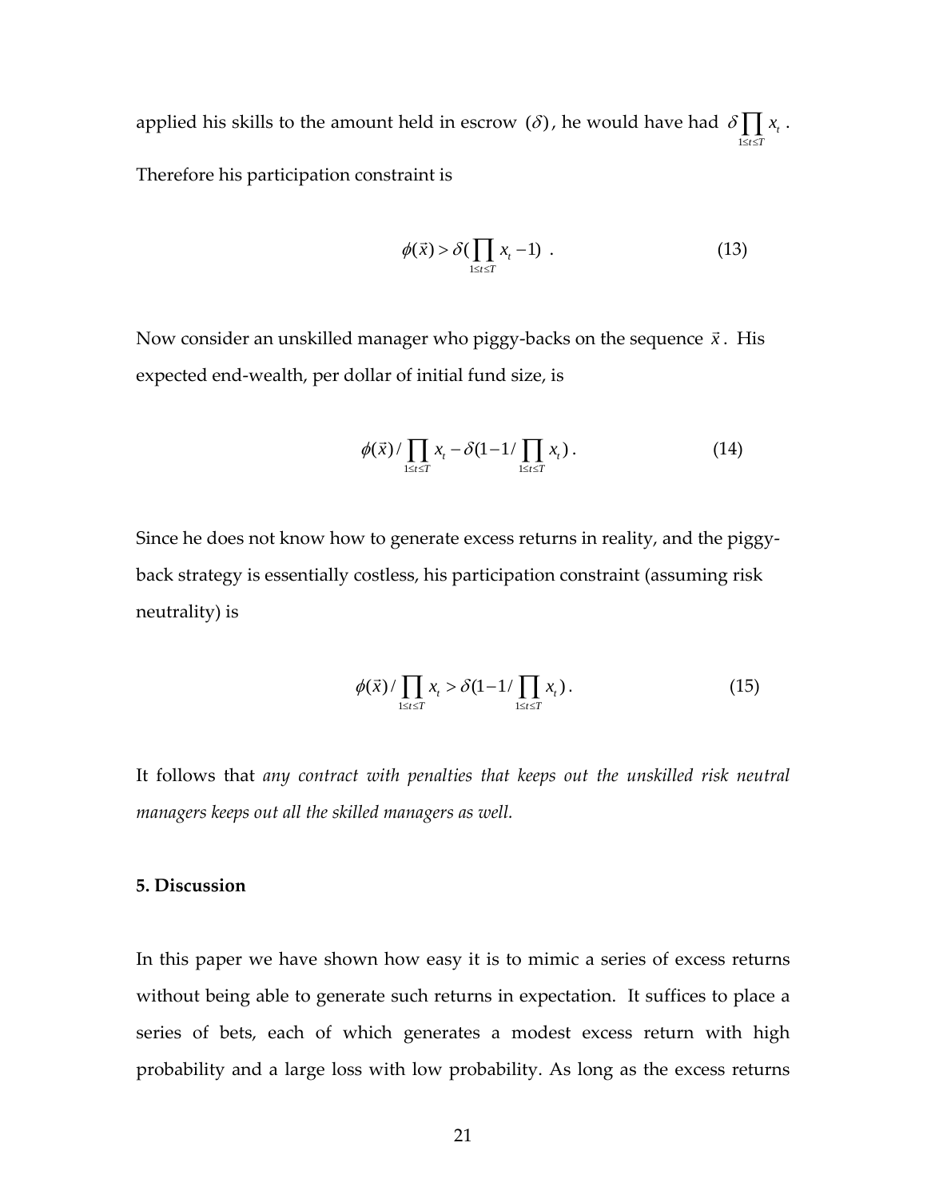applied his skills to the amount held in escrow $(\delta)$, he would have had $\delta \prod_{1 \le t \le T} x_t$. Therefore his participation constraint is

$$\phi(\vec{x}) > \delta(\prod_{1 \le t \le T} x_t - 1) \ . \tag{13}$$

Now consider an unskilled manager who piggy-backs on the sequence $\vec{x}$. His expected end-wealth, per dollar of initial fund size, is

$$\phi(\vec{x}) / \prod_{1 \le t \le T} x_t - \delta(1 - 1 / \prod_{1 \le t \le T} x_t) \ . \tag{14}$$

Since he does not know how to generate excess returns in reality, and the piggy-back strategy is essentially costless, his participation constraint (assuming risk neutrality) is

$$\phi(\vec{x}) / \prod_{1 \le t \le T} x_t > \delta(1 - 1 / \prod_{1 \le t \le T} x_t) \ . \tag{15}$$

It follows that *any contract with penalties that keeps out the unskilled risk neutral managers keeps out all the skilled managers as well.*

**5. Discussion**

In this paper we have shown how easy it is to mimic a series of excess returns without being able to generate such returns in expectation. It suffices to place a series of bets, each of which generates a modest excess return with high probability and a large loss with low probability. As long as the excess returns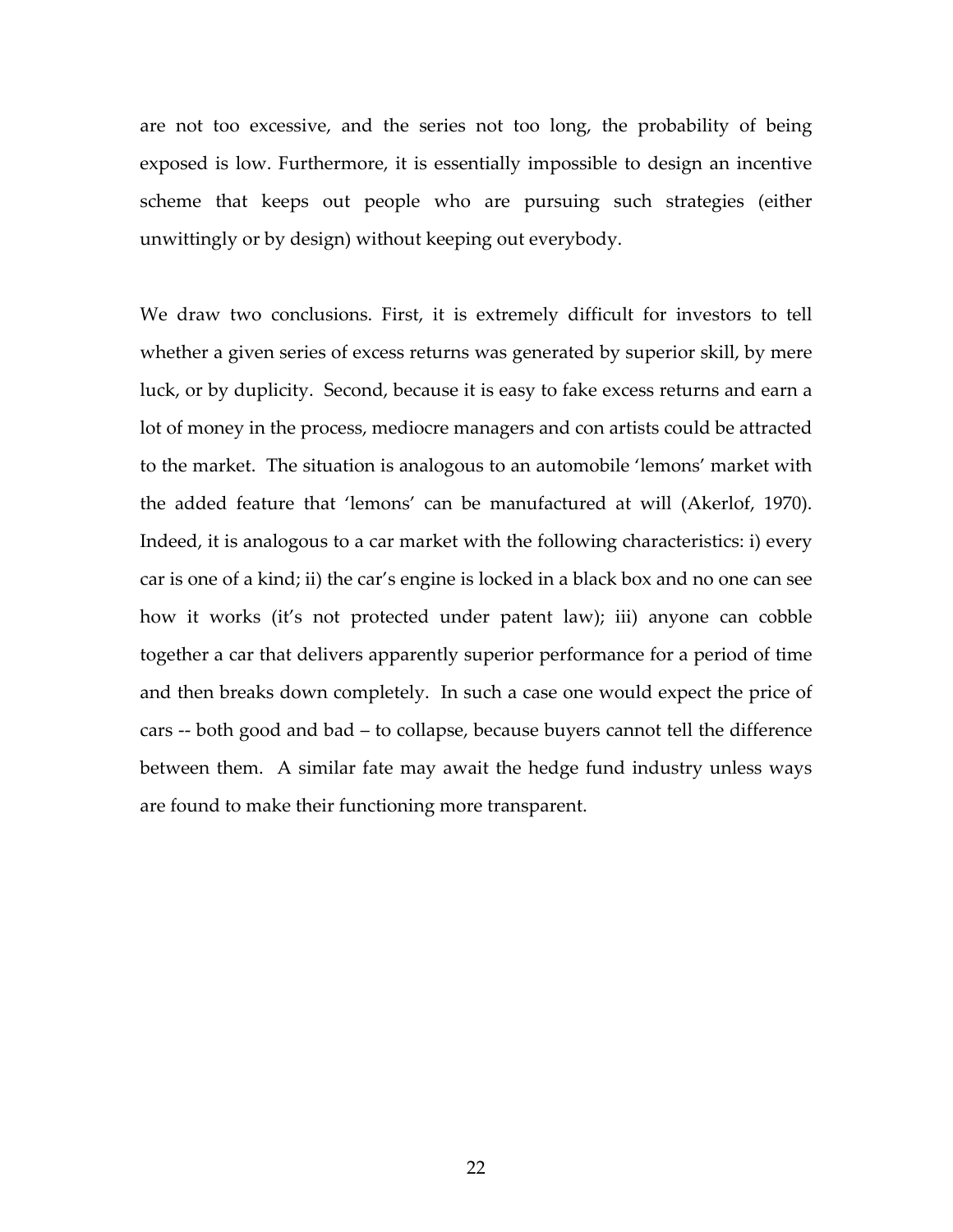are not too excessive, and the series not too long, the probability of being exposed is low. Furthermore, it is essentially impossible to design an incentive scheme that keeps out people who are pursuing such strategies (either unwittingly or by design) without keeping out everybody.

We draw two conclusions. First, it is extremely difficult for investors to tell whether a given series of excess returns was generated by superior skill, by mere luck, or by duplicity. Second, because it is easy to fake excess returns and earn a lot of money in the process, mediocre managers and con artists could be attracted to the market. The situation is analogous to an automobile 'lemons' market with the added feature that 'lemons' can be manufactured at will (Akerlof, 1970). Indeed, it is analogous to a car market with the following characteristics: i) every car is one of a kind; ii) the car's engine is locked in a black box and no one can see how it works (it's not protected under patent law); iii) anyone can cobble together a car that delivers apparently superior performance for a period of time and then breaks down completely. In such a case one would expect the price of cars -- both good and bad – to collapse, because buyers cannot tell the difference between them. A similar fate may await the hedge fund industry unless ways are found to make their functioning more transparent.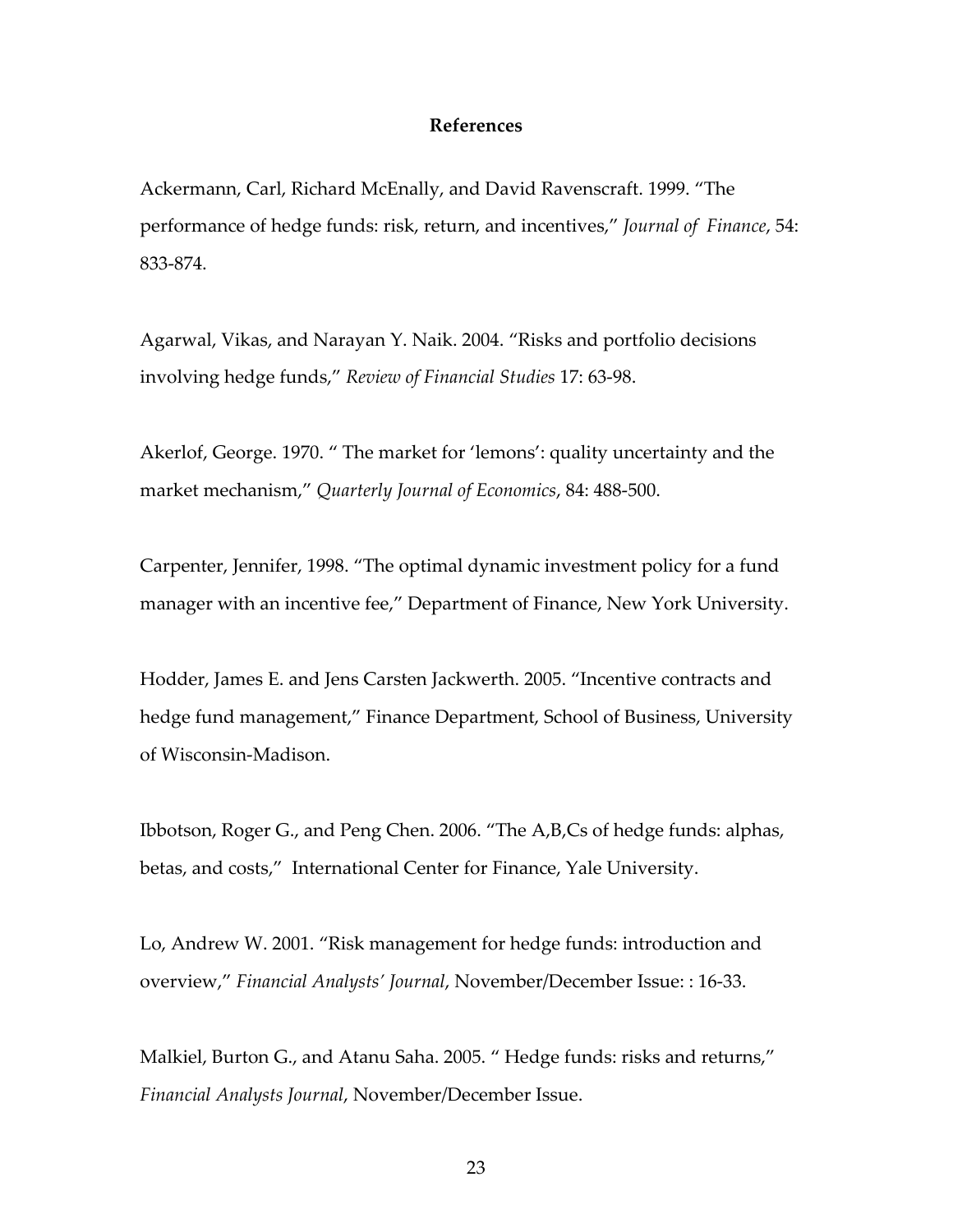## References

Ackermann, Carl, Richard McEnally, and David Ravenscraft. 1999. "The performance of hedge funds: risk, return, and incentives," *Journal of Finance*, 54: 833-874.

Agarwal, Vikas, and Narayan Y. Naik. 2004. "Risks and portfolio decisions involving hedge funds," *Review of Financial Studies* 17: 63-98.

Akerlof, George. 1970. " The market for 'lemons': quality uncertainty and the market mechanism," *Quarterly Journal of Economics*, 84: 488-500.

Carpenter, Jennifer, 1998. "The optimal dynamic investment policy for a fund manager with an incentive fee," Department of Finance, New York University.

Hodder, James E. and Jens Carsten Jackwerth. 2005. "Incentive contracts and hedge fund management," Finance Department, School of Business, University of Wisconsin-Madison.

Ibbotson, Roger G., and Peng Chen. 2006. "The A,B,Cs of hedge funds: alphas, betas, and costs," International Center for Finance, Yale University.

Lo, Andrew W. 2001. "Risk management for hedge funds: introduction and overview," *Financial Analysts' Journal*, November/December Issue: : 16-33.

Malkiel, Burton G., and Atanu Saha. 2005. " Hedge funds: risks and returns," *Financial Analysts Journal*, November/December Issue.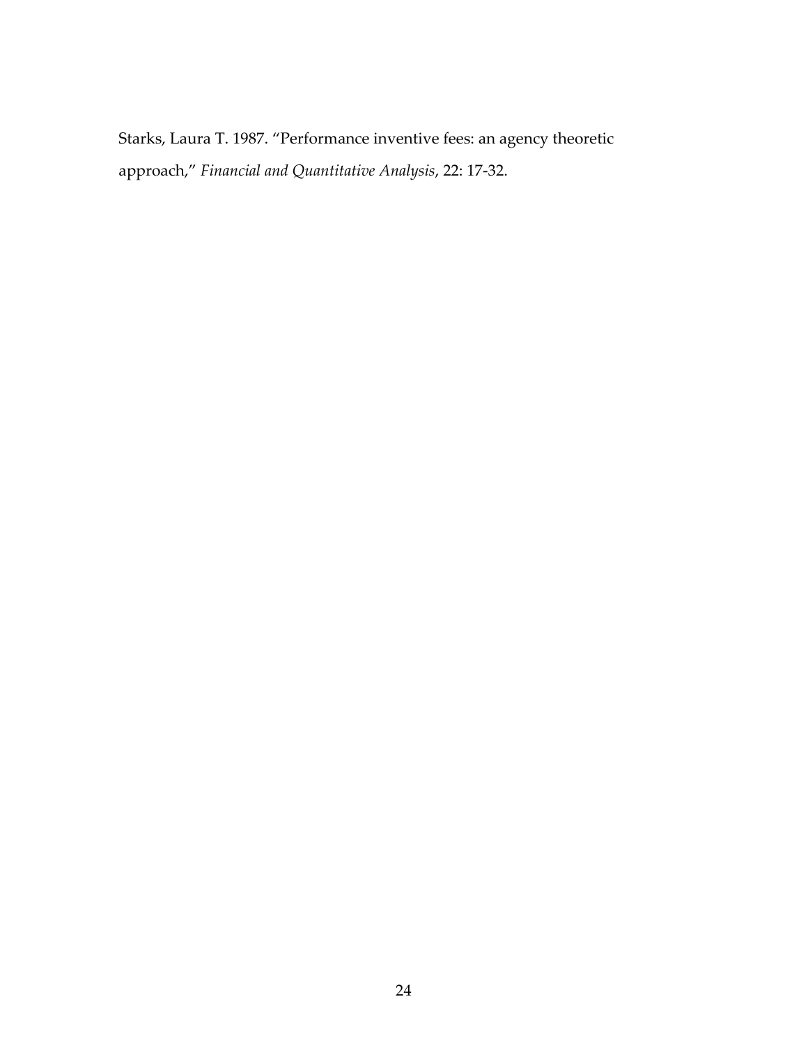Starks, Laura T. 1987. "Performance inventive fees: an agency theoretic approach," *Financial and Quantitative Analysis*, 22: 17-32.